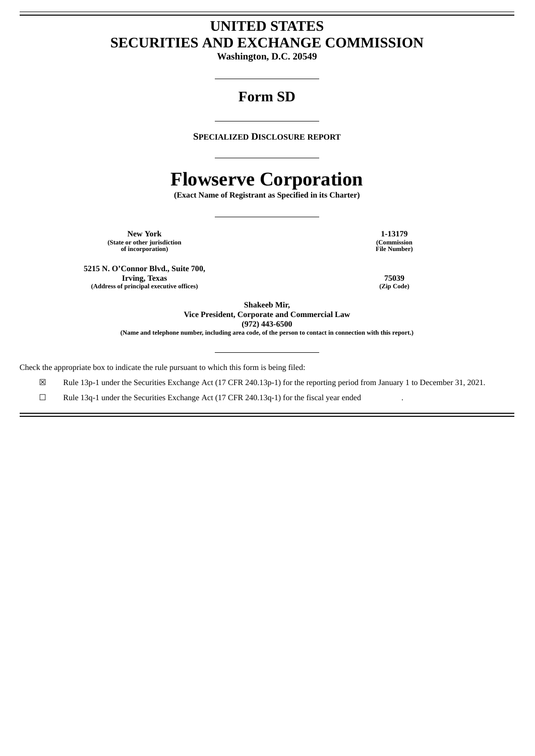# UNITED STATES
# SECURITIES AND EXCHANGE COMMISSION

**Washington, D.C. 20549**

---

## Form SD

---

**SPECIALIZED DISCLOSURE REPORT**

---

# Flowserve Corporation

**(Exact Name of Registrant as Specified in its Charter)**

---

| | |
|---|---|
| **New York**<br>**(State or other jurisdiction of incorporation)** | **1-13179**<br>**(Commission File Number)** |
| **5215 N. O'Connor Blvd., Suite 700, Irving, Texas**<br>**(Address of principal executive offices)** | **75039**<br>**(Zip Code)** |

**Shakeeb Mir,**
**Vice President, Corporate and Commercial Law**
**(972) 443-6500**
**(Name and telephone number, including area code, of the person to contact in connection with this report.)**

---

Check the appropriate box to indicate the rule pursuant to which this form is being filed:

☒ Rule 13p-1 under the Securities Exchange Act (17 CFR 240.13p-1) for the reporting period from January 1 to December 31, 2021.

☐ Rule 13q-1 under the Securities Exchange Act (17 CFR 240.13q-1) for the fiscal year ended .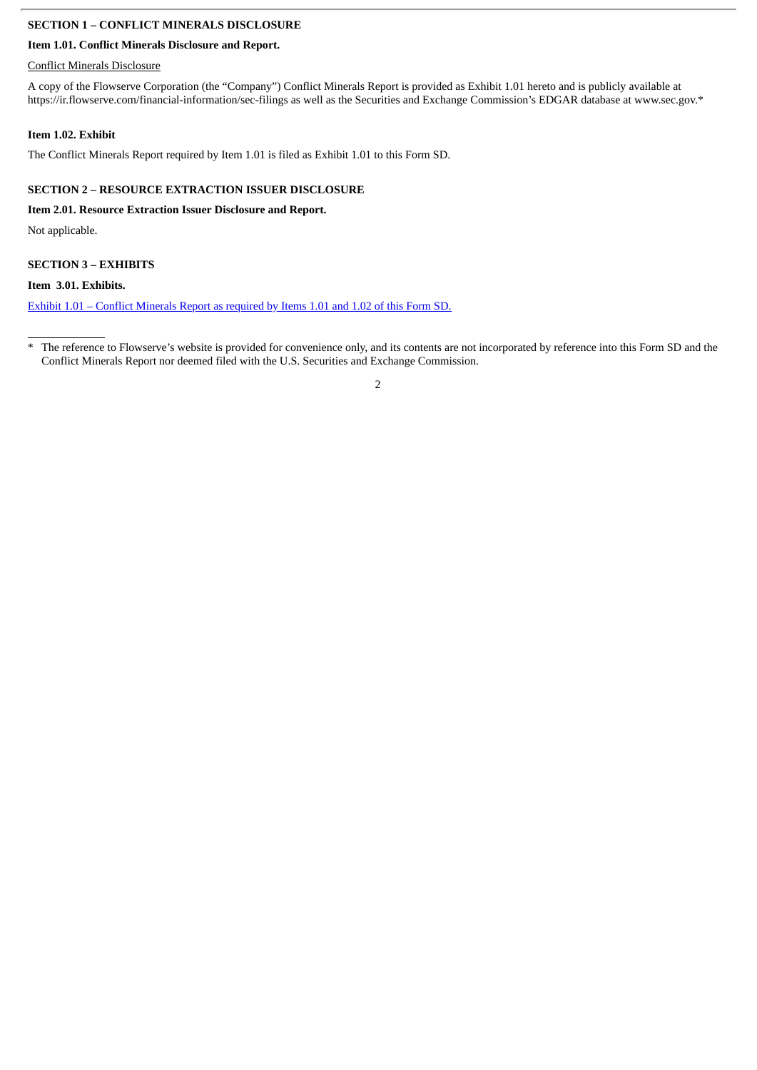**SECTION 1 – CONFLICT MINERALS DISCLOSURE**

**Item 1.01. Conflict Minerals Disclosure and Report.**

Conflict Minerals Disclosure

A copy of the Flowserve Corporation (the "Company") Conflict Minerals Report is provided as Exhibit 1.01 hereto and is publicly available at https://ir.flowserve.com/financial-information/sec-filings as well as the Securities and Exchange Commission's EDGAR database at www.sec.gov.*

**Item 1.02. Exhibit**

The Conflict Minerals Report required by Item 1.01 is filed as Exhibit 1.01 to this Form SD.

**SECTION 2 – RESOURCE EXTRACTION ISSUER DISCLOSURE**

**Item 2.01. Resource Extraction Issuer Disclosure and Report.**

Not applicable.

**SECTION 3 – EXHIBITS**

**Item 3.01. Exhibits.**

Exhibit 1.01 – Conflict Minerals Report as required by Items 1.01 and 1.02 of this Form SD.

---

\* The reference to Flowserve's website is provided for convenience only, and its contents are not incorporated by reference into this Form SD and the Conflict Minerals Report nor deemed filed with the U.S. Securities and Exchange Commission.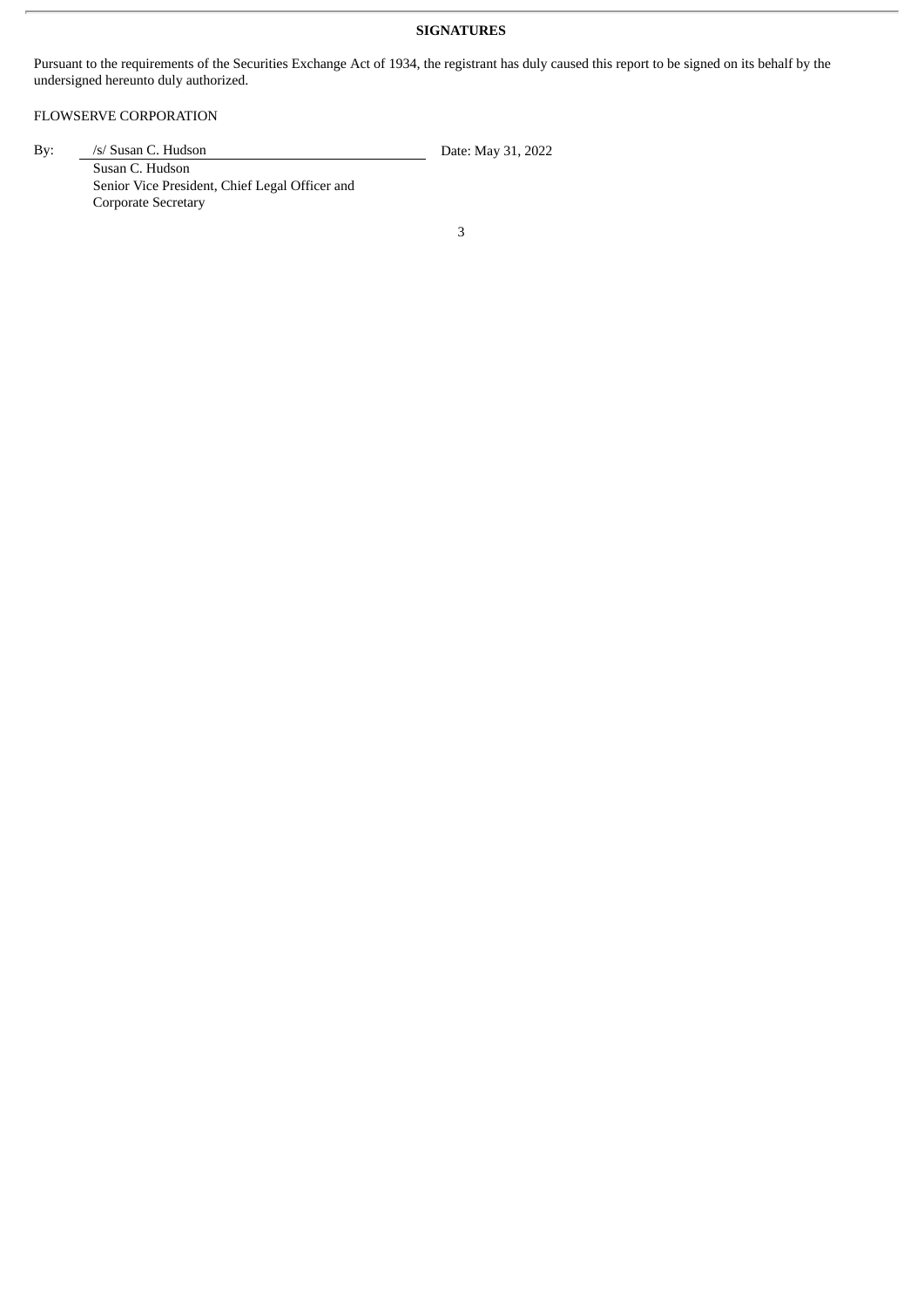**SIGNATURES**

Pursuant to the requirements of the Securities Exchange Act of 1934, the registrant has duly caused this report to be signed on its behalf by the undersigned hereunto duly authorized.

FLOWSERVE CORPORATION

| By: | /s/ Susan C. Hudson | Date: May 31, 2022 |
| --- | --- | --- |
| | Susan C. Hudson<br>Senior Vice President, Chief Legal Officer and<br>Corporate Secretary | |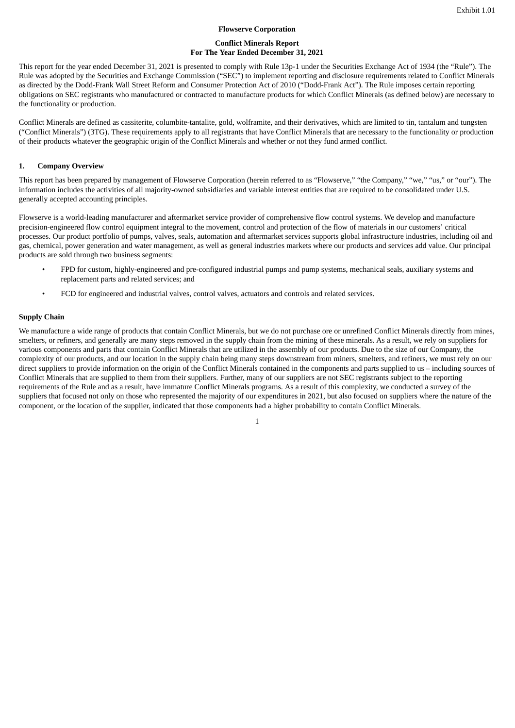Exhibit 1.01

**Flowserve Corporation**

**Conflict Minerals Report**
**For The Year Ended December 31, 2021**

This report for the year ended December 31, 2021 is presented to comply with Rule 13p-1 under the Securities Exchange Act of 1934 (the "Rule"). The Rule was adopted by the Securities and Exchange Commission ("SEC") to implement reporting and disclosure requirements related to Conflict Minerals as directed by the Dodd-Frank Wall Street Reform and Consumer Protection Act of 2010 ("Dodd-Frank Act"). The Rule imposes certain reporting obligations on SEC registrants who manufactured or contracted to manufacture products for which Conflict Minerals (as defined below) are necessary to the functionality or production.

Conflict Minerals are defined as cassiterite, columbite-tantalite, gold, wolframite, and their derivatives, which are limited to tin, tantalum and tungsten ("Conflict Minerals") (3TG). These requirements apply to all registrants that have Conflict Minerals that are necessary to the functionality or production of their products whatever the geographic origin of the Conflict Minerals and whether or not they fund armed conflict.

## 1. Company Overview

This report has been prepared by management of Flowserve Corporation (herein referred to as "Flowserve," "the Company," "we," "us," or "our"). The information includes the activities of all majority-owned subsidiaries and variable interest entities that are required to be consolidated under U.S. generally accepted accounting principles.

Flowserve is a world-leading manufacturer and aftermarket service provider of comprehensive flow control systems. We develop and manufacture precision-engineered flow control equipment integral to the movement, control and protection of the flow of materials in our customers' critical processes. Our product portfolio of pumps, valves, seals, automation and aftermarket services supports global infrastructure industries, including oil and gas, chemical, power generation and water management, as well as general industries markets where our products and services add value. Our principal products are sold through two business segments:

- FPD for custom, highly-engineered and pre-configured industrial pumps and pump systems, mechanical seals, auxiliary systems and replacement parts and related services; and
- FCD for engineered and industrial valves, control valves, actuators and controls and related services.

### Supply Chain

We manufacture a wide range of products that contain Conflict Minerals, but we do not purchase ore or unrefined Conflict Minerals directly from mines, smelters, or refiners, and generally are many steps removed in the supply chain from the mining of these minerals. As a result, we rely on suppliers for various components and parts that contain Conflict Minerals that are utilized in the assembly of our products. Due to the size of our Company, the complexity of our products, and our location in the supply chain being many steps downstream from miners, smelters, and refiners, we must rely on our direct suppliers to provide information on the origin of the Conflict Minerals contained in the components and parts supplied to us – including sources of Conflict Minerals that are supplied to them from their suppliers. Further, many of our suppliers are not SEC registrants subject to the reporting requirements of the Rule and as a result, have immature Conflict Minerals programs. As a result of this complexity, we conducted a survey of the suppliers that focused not only on those who represented the majority of our expenditures in 2021, but also focused on suppliers where the nature of the component, or the location of the supplier, indicated that those components had a higher probability to contain Conflict Minerals.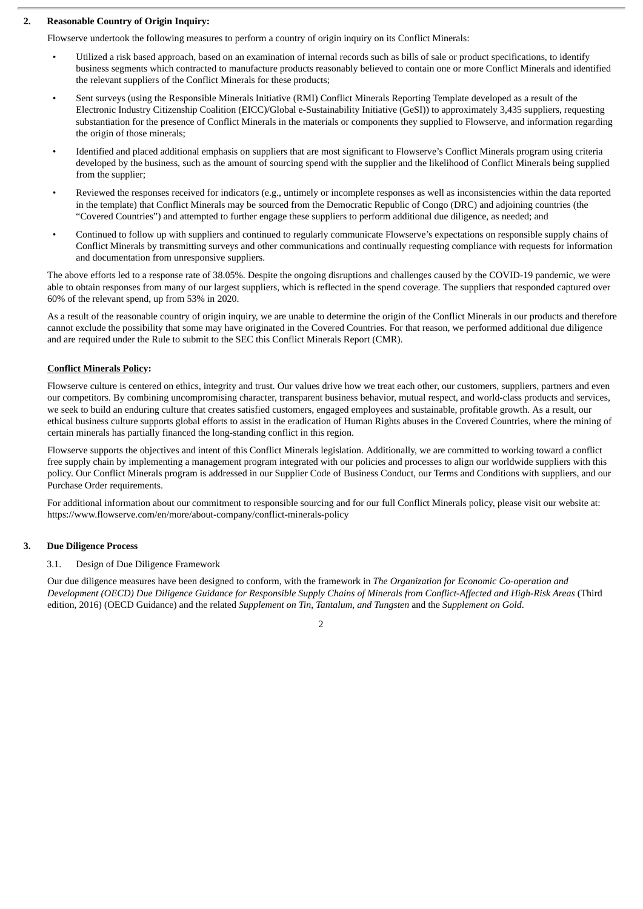## 2. Reasonable Country of Origin Inquiry:

Flowserve undertook the following measures to perform a country of origin inquiry on its Conflict Minerals:

- Utilized a risk based approach, based on an examination of internal records such as bills of sale or product specifications, to identify business segments which contracted to manufacture products reasonably believed to contain one or more Conflict Minerals and identified the relevant suppliers of the Conflict Minerals for these products;
- Sent surveys (using the Responsible Minerals Initiative (RMI) Conflict Minerals Reporting Template developed as a result of the Electronic Industry Citizenship Coalition (EICC)/Global e-Sustainability Initiative (GeSI)) to approximately 3,435 suppliers, requesting substantiation for the presence of Conflict Minerals in the materials or components they supplied to Flowserve, and information regarding the origin of those minerals;
- Identified and placed additional emphasis on suppliers that are most significant to Flowserve's Conflict Minerals program using criteria developed by the business, such as the amount of sourcing spend with the supplier and the likelihood of Conflict Minerals being supplied from the supplier;
- Reviewed the responses received for indicators (e.g., untimely or incomplete responses as well as inconsistencies within the data reported in the template) that Conflict Minerals may be sourced from the Democratic Republic of Congo (DRC) and adjoining countries (the "Covered Countries") and attempted to further engage these suppliers to perform additional due diligence, as needed; and
- Continued to follow up with suppliers and continued to regularly communicate Flowserve's expectations on responsible supply chains of Conflict Minerals by transmitting surveys and other communications and continually requesting compliance with requests for information and documentation from unresponsive suppliers.

The above efforts led to a response rate of 38.05%. Despite the ongoing disruptions and challenges caused by the COVID-19 pandemic, we were able to obtain responses from many of our largest suppliers, which is reflected in the spend coverage. The suppliers that responded captured over 60% of the relevant spend, up from 53% in 2020.

As a result of the reasonable country of origin inquiry, we are unable to determine the origin of the Conflict Minerals in our products and therefore cannot exclude the possibility that some may have originated in the Covered Countries. For that reason, we performed additional due diligence and are required under the Rule to submit to the SEC this Conflict Minerals Report (CMR).

**Conflict Minerals Policy:**

Flowserve culture is centered on ethics, integrity and trust. Our values drive how we treat each other, our customers, suppliers, partners and even our competitors. By combining uncompromising character, transparent business behavior, mutual respect, and world-class products and services, we seek to build an enduring culture that creates satisfied customers, engaged employees and sustainable, profitable growth. As a result, our ethical business culture supports global efforts to assist in the eradication of Human Rights abuses in the Covered Countries, where the mining of certain minerals has partially financed the long-standing conflict in this region.

Flowserve supports the objectives and intent of this Conflict Minerals legislation. Additionally, we are committed to working toward a conflict free supply chain by implementing a management program integrated with our policies and processes to align our worldwide suppliers with this policy. Our Conflict Minerals program is addressed in our Supplier Code of Business Conduct, our Terms and Conditions with suppliers, and our Purchase Order requirements.

For additional information about our commitment to responsible sourcing and for our full Conflict Minerals policy, please visit our website at: https://www.flowserve.com/en/more/about-company/conflict-minerals-policy

## 3. Due Diligence Process

### 3.1. Design of Due Diligence Framework

Our due diligence measures have been designed to conform, with the framework in *The Organization for Economic Co-operation and Development (OECD) Due Diligence Guidance for Responsible Supply Chains of Minerals from Conflict-Affected and High-Risk Areas* (Third edition, 2016) (OECD Guidance) and the related *Supplement on Tin, Tantalum, and Tungsten* and the *Supplement on Gold*.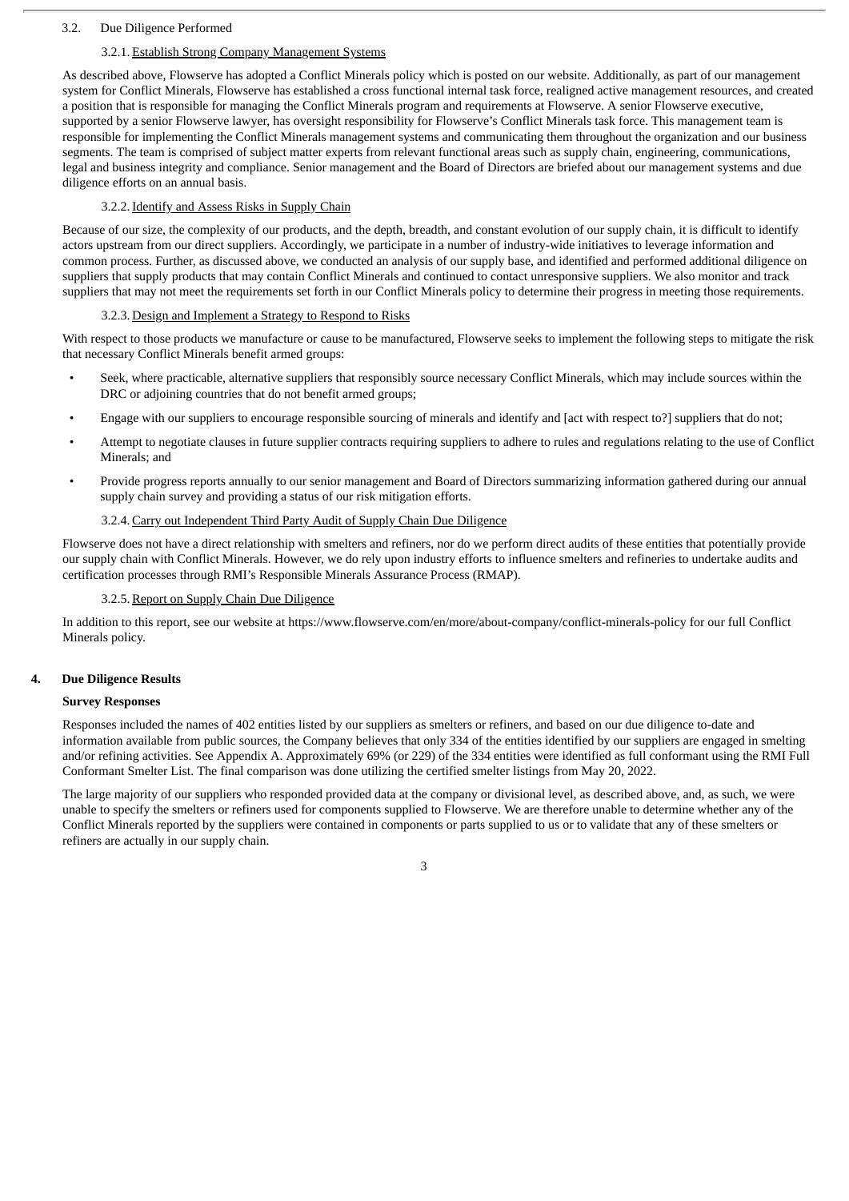### 3.2. Due Diligence Performed

#### 3.2.1. Establish Strong Company Management Systems

As described above, Flowserve has adopted a Conflict Minerals policy which is posted on our website. Additionally, as part of our management system for Conflict Minerals, Flowserve has established a cross functional internal task force, realigned active management resources, and created a position that is responsible for managing the Conflict Minerals program and requirements at Flowserve. A senior Flowserve executive, supported by a senior Flowserve lawyer, has oversight responsibility for Flowserve's Conflict Minerals task force. This management team is responsible for implementing the Conflict Minerals management systems and communicating them throughout the organization and our business segments. The team is comprised of subject matter experts from relevant functional areas such as supply chain, engineering, communications, legal and business integrity and compliance. Senior management and the Board of Directors are briefed about our management systems and due diligence efforts on an annual basis.

#### 3.2.2. Identify and Assess Risks in Supply Chain

Because of our size, the complexity of our products, and the depth, breadth, and constant evolution of our supply chain, it is difficult to identify actors upstream from our direct suppliers. Accordingly, we participate in a number of industry-wide initiatives to leverage information and common process. Further, as discussed above, we conducted an analysis of our supply base, and identified and performed additional diligence on suppliers that supply products that may contain Conflict Minerals and continued to contact unresponsive suppliers. We also monitor and track suppliers that may not meet the requirements set forth in our Conflict Minerals policy to determine their progress in meeting those requirements.

#### 3.2.3. Design and Implement a Strategy to Respond to Risks

With respect to those products we manufacture or cause to be manufactured, Flowserve seeks to implement the following steps to mitigate the risk that necessary Conflict Minerals benefit armed groups:

- Seek, where practicable, alternative suppliers that responsibly source necessary Conflict Minerals, which may include sources within the DRC or adjoining countries that do not benefit armed groups;
- Engage with our suppliers to encourage responsible sourcing of minerals and identify and [act with respect to?] suppliers that do not;
- Attempt to negotiate clauses in future supplier contracts requiring suppliers to adhere to rules and regulations relating to the use of Conflict Minerals; and
- Provide progress reports annually to our senior management and Board of Directors summarizing information gathered during our annual supply chain survey and providing a status of our risk mitigation efforts.

#### 3.2.4. Carry out Independent Third Party Audit of Supply Chain Due Diligence

Flowserve does not have a direct relationship with smelters and refiners, nor do we perform direct audits of these entities that potentially provide our supply chain with Conflict Minerals. However, we do rely upon industry efforts to influence smelters and refineries to undertake audits and certification processes through RMI's Responsible Minerals Assurance Process (RMAP).

#### 3.2.5. Report on Supply Chain Due Diligence

In addition to this report, see our website at https://www.flowserve.com/en/more/about-company/conflict-minerals-policy for our full Conflict Minerals policy.

## 4. Due Diligence Results

**Survey Responses**

Responses included the names of 402 entities listed by our suppliers as smelters or refiners, and based on our due diligence to-date and information available from public sources, the Company believes that only 334 of the entities identified by our suppliers are engaged in smelting and/or refining activities. See Appendix A. Approximately 69% (or 229) of the 334 entities were identified as full conformant using the RMI Full Conformant Smelter List. The final comparison was done utilizing the certified smelter listings from May 20, 2022.

The large majority of our suppliers who responded provided data at the company or divisional level, as described above, and, as such, we were unable to specify the smelters or refiners used for components supplied to Flowserve. We are therefore unable to determine whether any of the Conflict Minerals reported by the suppliers were contained in components or parts supplied to us or to validate that any of these smelters or refiners are actually in our supply chain.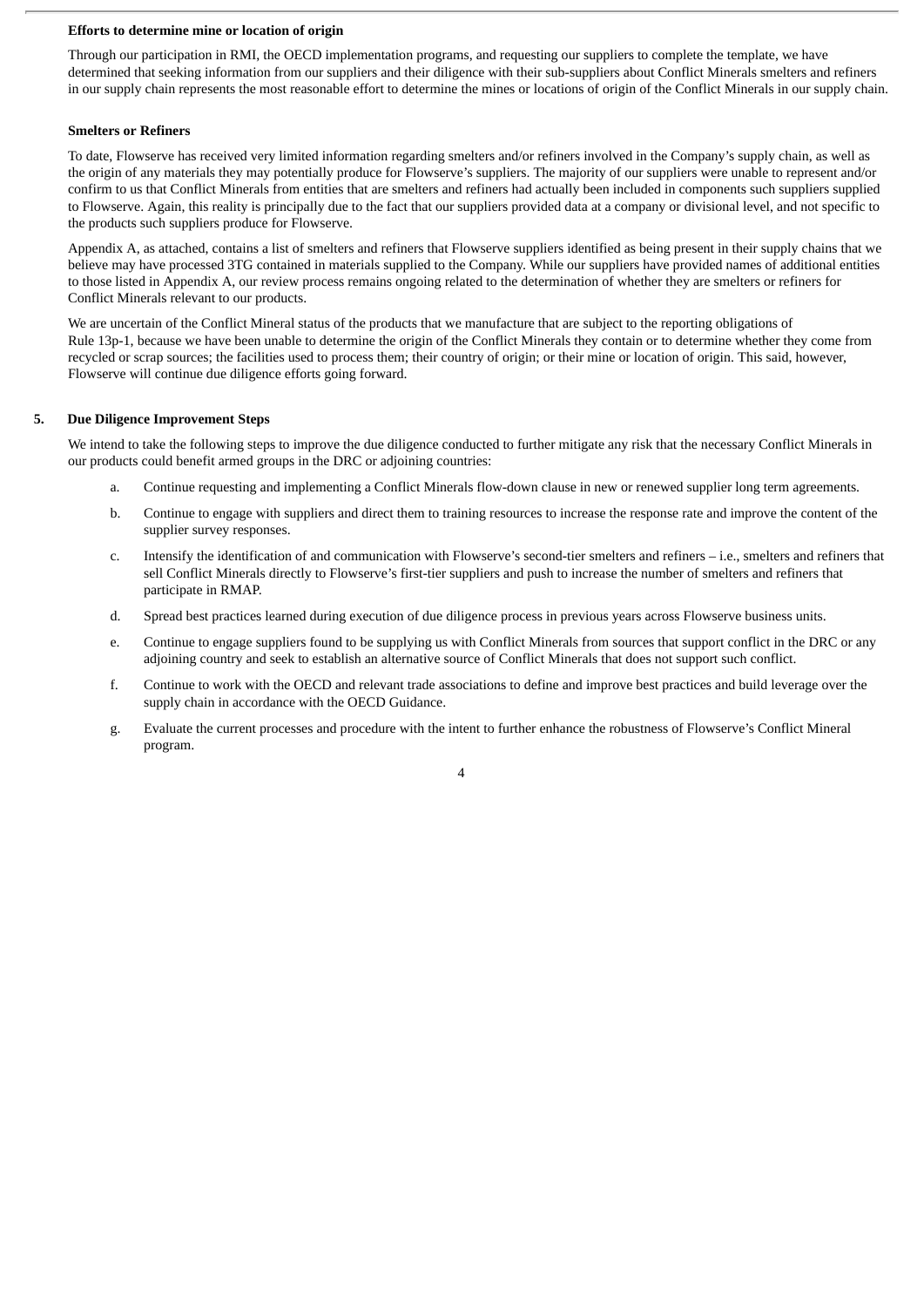**Efforts to determine mine or location of origin**

Through our participation in RMI, the OECD implementation programs, and requesting our suppliers to complete the template, we have determined that seeking information from our suppliers and their diligence with their sub-suppliers about Conflict Minerals smelters and refiners in our supply chain represents the most reasonable effort to determine the mines or locations of origin of the Conflict Minerals in our supply chain.

**Smelters or Refiners**

To date, Flowserve has received very limited information regarding smelters and/or refiners involved in the Company's supply chain, as well as the origin of any materials they may potentially produce for Flowserve's suppliers. The majority of our suppliers were unable to represent and/or confirm to us that Conflict Minerals from entities that are smelters and refiners had actually been included in components such suppliers supplied to Flowserve. Again, this reality is principally due to the fact that our suppliers provided data at a company or divisional level, and not specific to the products such suppliers produce for Flowserve.

Appendix A, as attached, contains a list of smelters and refiners that Flowserve suppliers identified as being present in their supply chains that we believe may have processed 3TG contained in materials supplied to the Company. While our suppliers have provided names of additional entities to those listed in Appendix A, our review process remains ongoing related to the determination of whether they are smelters or refiners for Conflict Minerals relevant to our products.

We are uncertain of the Conflict Mineral status of the products that we manufacture that are subject to the reporting obligations of Rule 13p-1, because we have been unable to determine the origin of the Conflict Minerals they contain or to determine whether they come from recycled or scrap sources; the facilities used to process them; their country of origin; or their mine or location of origin. This said, however, Flowserve will continue due diligence efforts going forward.

## 5. Due Diligence Improvement Steps

We intend to take the following steps to improve the due diligence conducted to further mitigate any risk that the necessary Conflict Minerals in our products could benefit armed groups in the DRC or adjoining countries:

a. Continue requesting and implementing a Conflict Minerals flow-down clause in new or renewed supplier long term agreements.

b. Continue to engage with suppliers and direct them to training resources to increase the response rate and improve the content of the supplier survey responses.

c. Intensify the identification of and communication with Flowserve's second-tier smelters and refiners – i.e., smelters and refiners that sell Conflict Minerals directly to Flowserve's first-tier suppliers and push to increase the number of smelters and refiners that participate in RMAP.

d. Spread best practices learned during execution of due diligence process in previous years across Flowserve business units.

e. Continue to engage suppliers found to be supplying us with Conflict Minerals from sources that support conflict in the DRC or any adjoining country and seek to establish an alternative source of Conflict Minerals that does not support such conflict.

f. Continue to work with the OECD and relevant trade associations to define and improve best practices and build leverage over the supply chain in accordance with the OECD Guidance.

g. Evaluate the current processes and procedure with the intent to further enhance the robustness of Flowserve's Conflict Mineral program.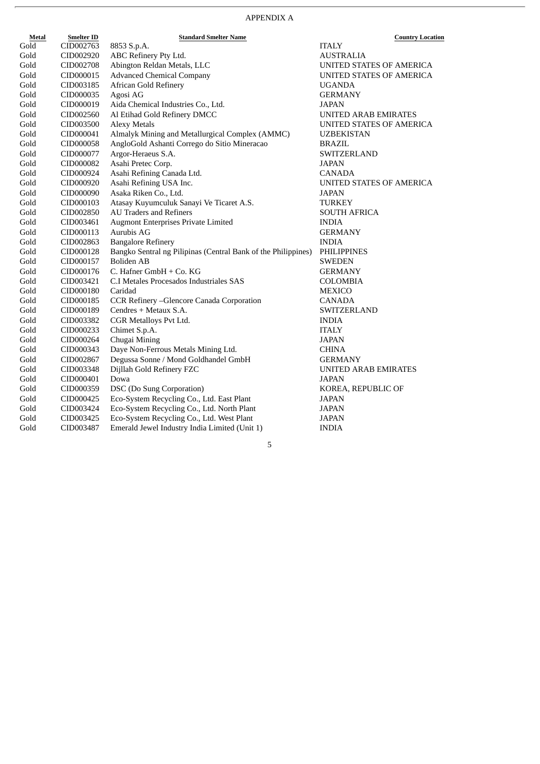APPENDIX A

| Metal | Smelter ID | Standard Smelter Name | Country Location |
|---|---|---|---|
| Gold | CID002763 | 8853 S.p.A. | ITALY |
| Gold | CID002920 | ABC Refinery Pty Ltd. | AUSTRALIA |
| Gold | CID002708 | Abington Reldan Metals, LLC | UNITED STATES OF AMERICA |
| Gold | CID000015 | Advanced Chemical Company | UNITED STATES OF AMERICA |
| Gold | CID003185 | African Gold Refinery | UGANDA |
| Gold | CID000035 | Agosi AG | GERMANY |
| Gold | CID000019 | Aida Chemical Industries Co., Ltd. | JAPAN |
| Gold | CID002560 | Al Etihad Gold Refinery DMCC | UNITED ARAB EMIRATES |
| Gold | CID003500 | Alexy Metals | UNITED STATES OF AMERICA |
| Gold | CID000041 | Almalyk Mining and Metallurgical Complex (AMMC) | UZBEKISTAN |
| Gold | CID000058 | AngloGold Ashanti Corrego do Sitio Mineracao | BRAZIL |
| Gold | CID000077 | Argor-Heraeus S.A. | SWITZERLAND |
| Gold | CID000082 | Asahi Pretec Corp. | JAPAN |
| Gold | CID000924 | Asahi Refining Canada Ltd. | CANADA |
| Gold | CID000920 | Asahi Refining USA Inc. | UNITED STATES OF AMERICA |
| Gold | CID000090 | Asaka Riken Co., Ltd. | JAPAN |
| Gold | CID000103 | Atasay Kuyumculuk Sanayi Ve Ticaret A.S. | TURKEY |
| Gold | CID002850 | AU Traders and Refiners | SOUTH AFRICA |
| Gold | CID003461 | Augmont Enterprises Private Limited | INDIA |
| Gold | CID000113 | Aurubis AG | GERMANY |
| Gold | CID002863 | Bangalore Refinery | INDIA |
| Gold | CID000128 | Bangko Sentral ng Pilipinas (Central Bank of the Philippines) | PHILIPPINES |
| Gold | CID000157 | Boliden AB | SWEDEN |
| Gold | CID000176 | C. Hafner GmbH + Co. KG | GERMANY |
| Gold | CID003421 | C.I Metales Procesados Industriales SAS | COLOMBIA |
| Gold | CID000180 | Caridad | MEXICO |
| Gold | CID000185 | CCR Refinery –Glencore Canada Corporation | CANADA |
| Gold | CID000189 | Cendres + Metaux S.A. | SWITZERLAND |
| Gold | CID003382 | CGR Metalloys Pvt Ltd. | INDIA |
| Gold | CID000233 | Chimet S.p.A. | ITALY |
| Gold | CID000264 | Chugai Mining | JAPAN |
| Gold | CID000343 | Daye Non-Ferrous Metals Mining Ltd. | CHINA |
| Gold | CID002867 | Degussa Sonne / Mond Goldhandel GmbH | GERMANY |
| Gold | CID003348 | Dijllah Gold Refinery FZC | UNITED ARAB EMIRATES |
| Gold | CID000401 | Dowa | JAPAN |
| Gold | CID000359 | DSC (Do Sung Corporation) | KOREA, REPUBLIC OF |
| Gold | CID000425 | Eco-System Recycling Co., Ltd. East Plant | JAPAN |
| Gold | CID003424 | Eco-System Recycling Co., Ltd. North Plant | JAPAN |
| Gold | CID003425 | Eco-System Recycling Co., Ltd. West Plant | JAPAN |
| Gold | CID003487 | Emerald Jewel Industry India Limited (Unit 1) | INDIA |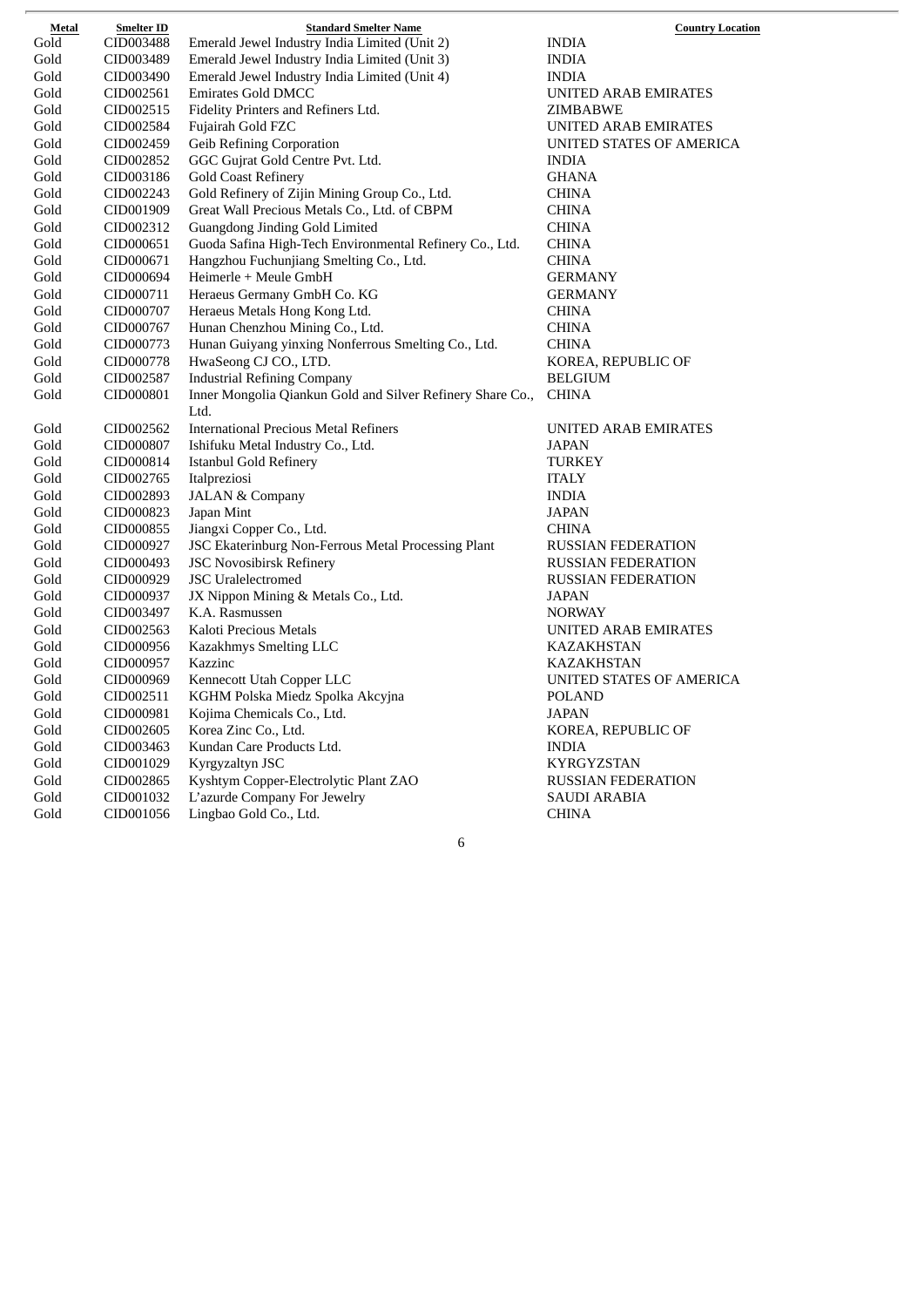| Metal | Smelter ID | Standard Smelter Name | Country Location |
|---|---|---|---|
| Gold | CID003488 | Emerald Jewel Industry India Limited (Unit 2) | INDIA |
| Gold | CID003489 | Emerald Jewel Industry India Limited (Unit 3) | INDIA |
| Gold | CID003490 | Emerald Jewel Industry India Limited (Unit 4) | INDIA |
| Gold | CID002561 | Emirates Gold DMCC | UNITED ARAB EMIRATES |
| Gold | CID002515 | Fidelity Printers and Refiners Ltd. | ZIMBABWE |
| Gold | CID002584 | Fujairah Gold FZC | UNITED ARAB EMIRATES |
| Gold | CID002459 | Geib Refining Corporation | UNITED STATES OF AMERICA |
| Gold | CID002852 | GGC Gujrat Gold Centre Pvt. Ltd. | INDIA |
| Gold | CID003186 | Gold Coast Refinery | GHANA |
| Gold | CID002243 | Gold Refinery of Zijin Mining Group Co., Ltd. | CHINA |
| Gold | CID001909 | Great Wall Precious Metals Co., Ltd. of CBPM | CHINA |
| Gold | CID002312 | Guangdong Jinding Gold Limited | CHINA |
| Gold | CID000651 | Guoda Safina High-Tech Environmental Refinery Co., Ltd. | CHINA |
| Gold | CID000671 | Hangzhou Fuchunjiang Smelting Co., Ltd. | CHINA |
| Gold | CID000694 | Heimerle + Meule GmbH | GERMANY |
| Gold | CID000711 | Heraeus Germany GmbH Co. KG | GERMANY |
| Gold | CID000707 | Heraeus Metals Hong Kong Ltd. | CHINA |
| Gold | CID000767 | Hunan Chenzhou Mining Co., Ltd. | CHINA |
| Gold | CID000773 | Hunan Guiyang yinxing Nonferrous Smelting Co., Ltd. | CHINA |
| Gold | CID000778 | HwaSeong CJ CO., LTD. | KOREA, REPUBLIC OF |
| Gold | CID002587 | Industrial Refining Company | BELGIUM |
| Gold | CID000801 | Inner Mongolia Qiankun Gold and Silver Refinery Share Co., Ltd. | CHINA |
| Gold | CID002562 | International Precious Metal Refiners | UNITED ARAB EMIRATES |
| Gold | CID000807 | Ishifuku Metal Industry Co., Ltd. | JAPAN |
| Gold | CID000814 | Istanbul Gold Refinery | TURKEY |
| Gold | CID002765 | Italpreziosi | ITALY |
| Gold | CID002893 | JALAN & Company | INDIA |
| Gold | CID000823 | Japan Mint | JAPAN |
| Gold | CID000855 | Jiangxi Copper Co., Ltd. | CHINA |
| Gold | CID000927 | JSC Ekaterinburg Non-Ferrous Metal Processing Plant | RUSSIAN FEDERATION |
| Gold | CID000493 | JSC Novosibirsk Refinery | RUSSIAN FEDERATION |
| Gold | CID000929 | JSC Uralelectromed | RUSSIAN FEDERATION |
| Gold | CID000937 | JX Nippon Mining & Metals Co., Ltd. | JAPAN |
| Gold | CID003497 | K.A. Rasmussen | NORWAY |
| Gold | CID002563 | Kaloti Precious Metals | UNITED ARAB EMIRATES |
| Gold | CID000956 | Kazakhmys Smelting LLC | KAZAKHSTAN |
| Gold | CID000957 | Kazzinc | KAZAKHSTAN |
| Gold | CID000969 | Kennecott Utah Copper LLC | UNITED STATES OF AMERICA |
| Gold | CID002511 | KGHM Polska Miedz Spolka Akcyjna | POLAND |
| Gold | CID000981 | Kojima Chemicals Co., Ltd. | JAPAN |
| Gold | CID002605 | Korea Zinc Co., Ltd. | KOREA, REPUBLIC OF |
| Gold | CID003463 | Kundan Care Products Ltd. | INDIA |
| Gold | CID001029 | Kyrgyzaltyn JSC | KYRGYZSTAN |
| Gold | CID002865 | Kyshtym Copper-Electrolytic Plant ZAO | RUSSIAN FEDERATION |
| Gold | CID001032 | L'azurde Company For Jewelry | SAUDI ARABIA |
| Gold | CID001056 | Lingbao Gold Co., Ltd. | CHINA |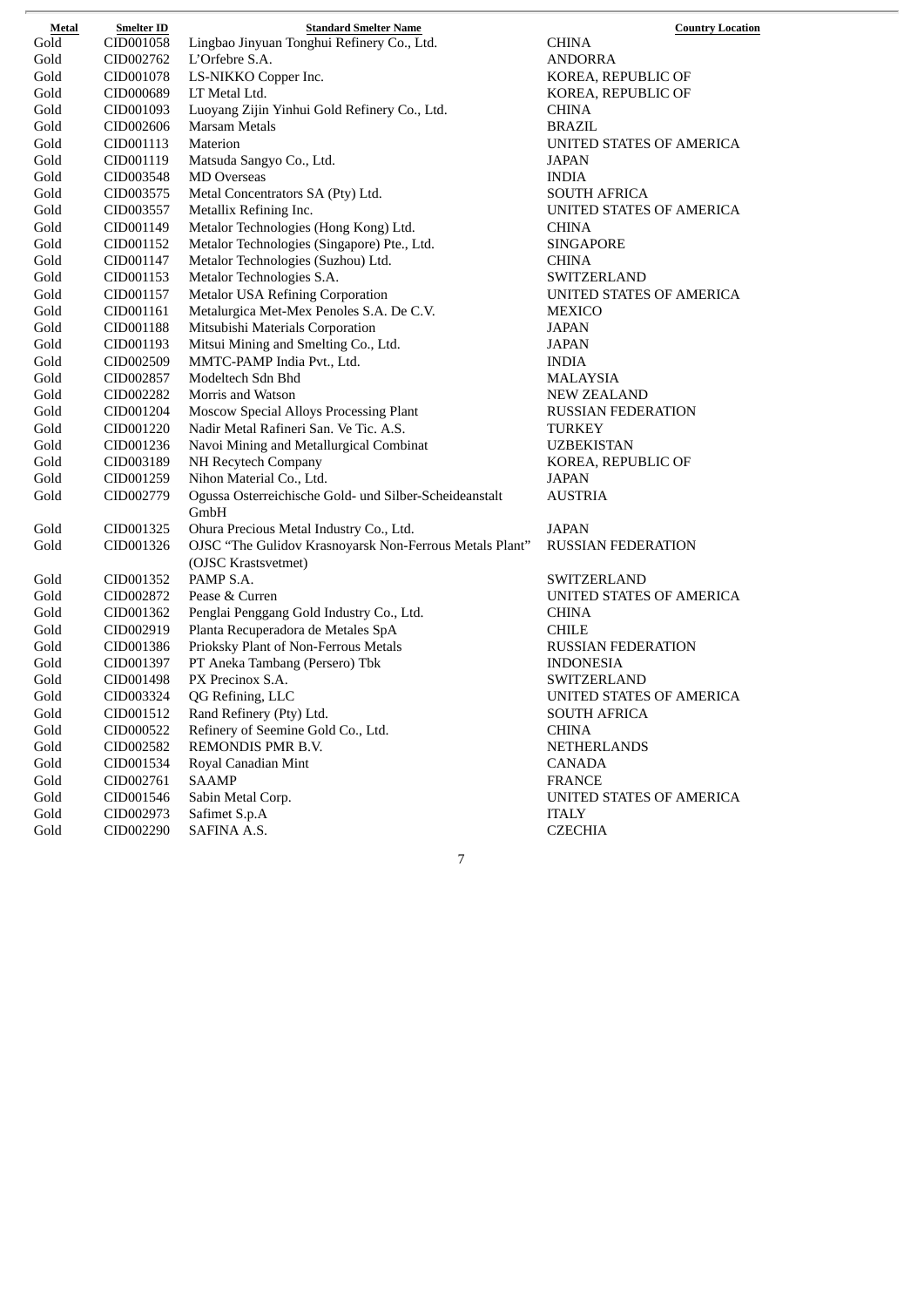| Metal | Smelter ID | Standard Smelter Name | Country Location |
| --- | --- | --- | --- |
| Gold | CID001058 | Lingbao Jinyuan Tonghui Refinery Co., Ltd. | CHINA |
| Gold | CID002762 | L'Orfebre S.A. | ANDORRA |
| Gold | CID001078 | LS-NIKKO Copper Inc. | KOREA, REPUBLIC OF |
| Gold | CID000689 | LT Metal Ltd. | KOREA, REPUBLIC OF |
| Gold | CID001093 | Luoyang Zijin Yinhui Gold Refinery Co., Ltd. | CHINA |
| Gold | CID002606 | Marsam Metals | BRAZIL |
| Gold | CID001113 | Materion | UNITED STATES OF AMERICA |
| Gold | CID001119 | Matsuda Sangyo Co., Ltd. | JAPAN |
| Gold | CID003548 | MD Overseas | INDIA |
| Gold | CID003575 | Metal Concentrators SA (Pty) Ltd. | SOUTH AFRICA |
| Gold | CID003557 | Metallix Refining Inc. | UNITED STATES OF AMERICA |
| Gold | CID001149 | Metalor Technologies (Hong Kong) Ltd. | CHINA |
| Gold | CID001152 | Metalor Technologies (Singapore) Pte., Ltd. | SINGAPORE |
| Gold | CID001147 | Metalor Technologies (Suzhou) Ltd. | CHINA |
| Gold | CID001153 | Metalor Technologies S.A. | SWITZERLAND |
| Gold | CID001157 | Metalor USA Refining Corporation | UNITED STATES OF AMERICA |
| Gold | CID001161 | Metalurgica Met-Mex Penoles S.A. De C.V. | MEXICO |
| Gold | CID001188 | Mitsubishi Materials Corporation | JAPAN |
| Gold | CID001193 | Mitsui Mining and Smelting Co., Ltd. | JAPAN |
| Gold | CID002509 | MMTC-PAMP India Pvt., Ltd. | INDIA |
| Gold | CID002857 | Modeltech Sdn Bhd | MALAYSIA |
| Gold | CID002282 | Morris and Watson | NEW ZEALAND |
| Gold | CID001204 | Moscow Special Alloys Processing Plant | RUSSIAN FEDERATION |
| Gold | CID001220 | Nadir Metal Rafineri San. Ve Tic. A.S. | TURKEY |
| Gold | CID001236 | Navoi Mining and Metallurgical Combinat | UZBEKISTAN |
| Gold | CID003189 | NH Recytech Company | KOREA, REPUBLIC OF |
| Gold | CID001259 | Nihon Material Co., Ltd. | JAPAN |
| Gold | CID002779 | Ogussa Osterreichische Gold- und Silber-Scheideanstalt GmbH | AUSTRIA |
| Gold | CID001325 | Ohura Precious Metal Industry Co., Ltd. | JAPAN |
| Gold | CID001326 | OJSC "The Gulidov Krasnoyarsk Non-Ferrous Metals Plant" (OJSC Krastsvetmet) | RUSSIAN FEDERATION |
| Gold | CID001352 | PAMP S.A. | SWITZERLAND |
| Gold | CID002872 | Pease & Curren | UNITED STATES OF AMERICA |
| Gold | CID001362 | Penglai Penggang Gold Industry Co., Ltd. | CHINA |
| Gold | CID002919 | Planta Recuperadora de Metales SpA | CHILE |
| Gold | CID001386 | Prioksky Plant of Non-Ferrous Metals | RUSSIAN FEDERATION |
| Gold | CID001397 | PT Aneka Tambang (Persero) Tbk | INDONESIA |
| Gold | CID001498 | PX Precinox S.A. | SWITZERLAND |
| Gold | CID003324 | QG Refining, LLC | UNITED STATES OF AMERICA |
| Gold | CID001512 | Rand Refinery (Pty) Ltd. | SOUTH AFRICA |
| Gold | CID000522 | Refinery of Seemine Gold Co., Ltd. | CHINA |
| Gold | CID002582 | REMONDIS PMR B.V. | NETHERLANDS |
| Gold | CID001534 | Royal Canadian Mint | CANADA |
| Gold | CID002761 | SAAMP | FRANCE |
| Gold | CID001546 | Sabin Metal Corp. | UNITED STATES OF AMERICA |
| Gold | CID002973 | Safimet S.p.A | ITALY |
| Gold | CID002290 | SAFINA A.S. | CZECHIA |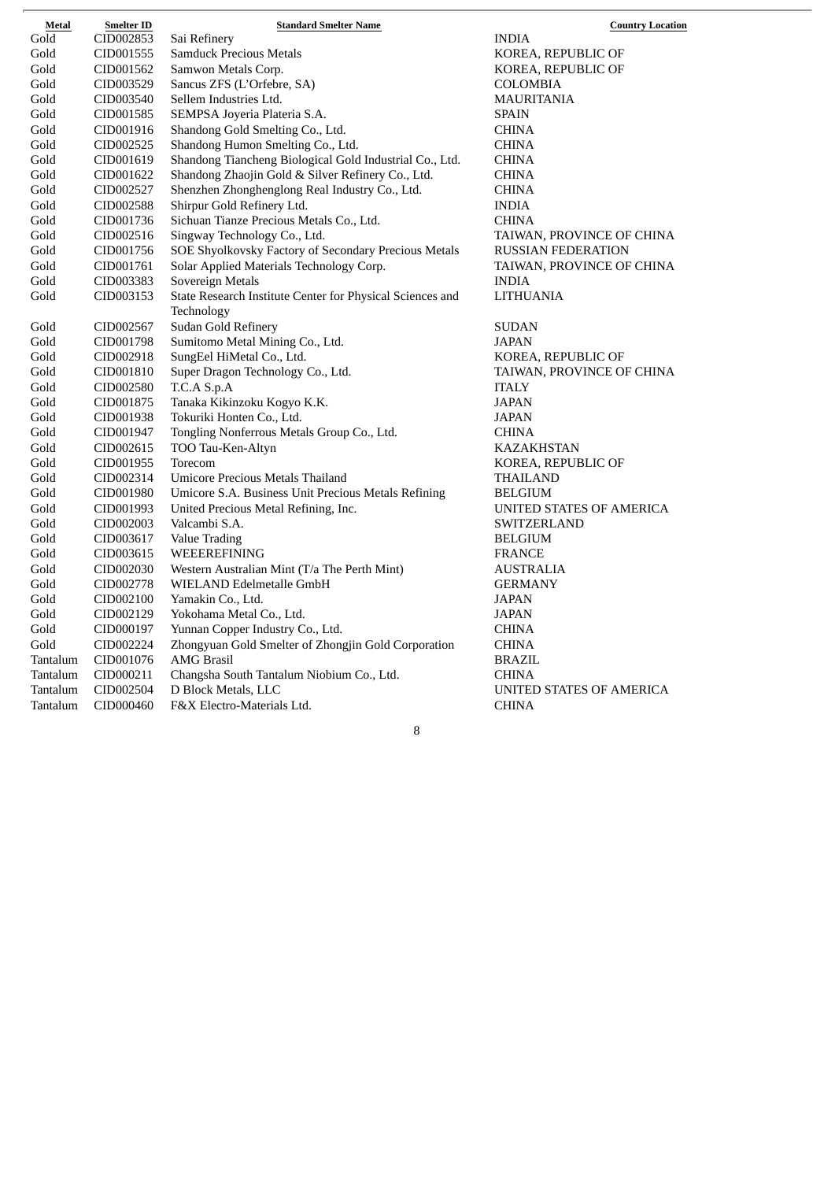| Metal | Smelter ID | Standard Smelter Name | Country Location |
|---|---|---|---|
| Gold | CID002853 | Sai Refinery | INDIA |
| Gold | CID001555 | Samduck Precious Metals | KOREA, REPUBLIC OF |
| Gold | CID001562 | Samwon Metals Corp. | KOREA, REPUBLIC OF |
| Gold | CID003529 | Sancus ZFS (L'Orfebre, SA) | COLOMBIA |
| Gold | CID003540 | Sellem Industries Ltd. | MAURITANIA |
| Gold | CID001585 | SEMPSA Joyeria Plateria S.A. | SPAIN |
| Gold | CID001916 | Shandong Gold Smelting Co., Ltd. | CHINA |
| Gold | CID002525 | Shandong Humon Smelting Co., Ltd. | CHINA |
| Gold | CID001619 | Shandong Tiancheng Biological Gold Industrial Co., Ltd. | CHINA |
| Gold | CID001622 | Shandong Zhaojin Gold & Silver Refinery Co., Ltd. | CHINA |
| Gold | CID002527 | Shenzhen Zhonghenglong Real Industry Co., Ltd. | CHINA |
| Gold | CID002588 | Shirpur Gold Refinery Ltd. | INDIA |
| Gold | CID001736 | Sichuan Tianze Precious Metals Co., Ltd. | CHINA |
| Gold | CID002516 | Singway Technology Co., Ltd. | TAIWAN, PROVINCE OF CHINA |
| Gold | CID001756 | SOE Shyolkovsky Factory of Secondary Precious Metals | RUSSIAN FEDERATION |
| Gold | CID001761 | Solar Applied Materials Technology Corp. | TAIWAN, PROVINCE OF CHINA |
| Gold | CID003383 | Sovereign Metals | INDIA |
| Gold | CID003153 | State Research Institute Center for Physical Sciences and Technology | LITHUANIA |
| Gold | CID002567 | Sudan Gold Refinery | SUDAN |
| Gold | CID001798 | Sumitomo Metal Mining Co., Ltd. | JAPAN |
| Gold | CID002918 | SungEel HiMetal Co., Ltd. | KOREA, REPUBLIC OF |
| Gold | CID001810 | Super Dragon Technology Co., Ltd. | TAIWAN, PROVINCE OF CHINA |
| Gold | CID002580 | T.C.A S.p.A | ITALY |
| Gold | CID001875 | Tanaka Kikinzoku Kogyo K.K. | JAPAN |
| Gold | CID001938 | Tokuriki Honten Co., Ltd. | JAPAN |
| Gold | CID001947 | Tongling Nonferrous Metals Group Co., Ltd. | CHINA |
| Gold | CID002615 | TOO Tau-Ken-Altyn | KAZAKHSTAN |
| Gold | CID001955 | Torecom | KOREA, REPUBLIC OF |
| Gold | CID002314 | Umicore Precious Metals Thailand | THAILAND |
| Gold | CID001980 | Umicore S.A. Business Unit Precious Metals Refining | BELGIUM |
| Gold | CID001993 | United Precious Metal Refining, Inc. | UNITED STATES OF AMERICA |
| Gold | CID002003 | Valcambi S.A. | SWITZERLAND |
| Gold | CID003617 | Value Trading | BELGIUM |
| Gold | CID003615 | WEEEREFINING | FRANCE |
| Gold | CID002030 | Western Australian Mint (T/a The Perth Mint) | AUSTRALIA |
| Gold | CID002778 | WIELAND Edelmetalle GmbH | GERMANY |
| Gold | CID002100 | Yamakin Co., Ltd. | JAPAN |
| Gold | CID002129 | Yokohama Metal Co., Ltd. | JAPAN |
| Gold | CID000197 | Yunnan Copper Industry Co., Ltd. | CHINA |
| Gold | CID002224 | Zhongyuan Gold Smelter of Zhongjin Gold Corporation | CHINA |
| Tantalum | CID001076 | AMG Brasil | BRAZIL |
| Tantalum | CID000211 | Changsha South Tantalum Niobium Co., Ltd. | CHINA |
| Tantalum | CID002504 | D Block Metals, LLC | UNITED STATES OF AMERICA |
| Tantalum | CID000460 | F&X Electro-Materials Ltd. | CHINA |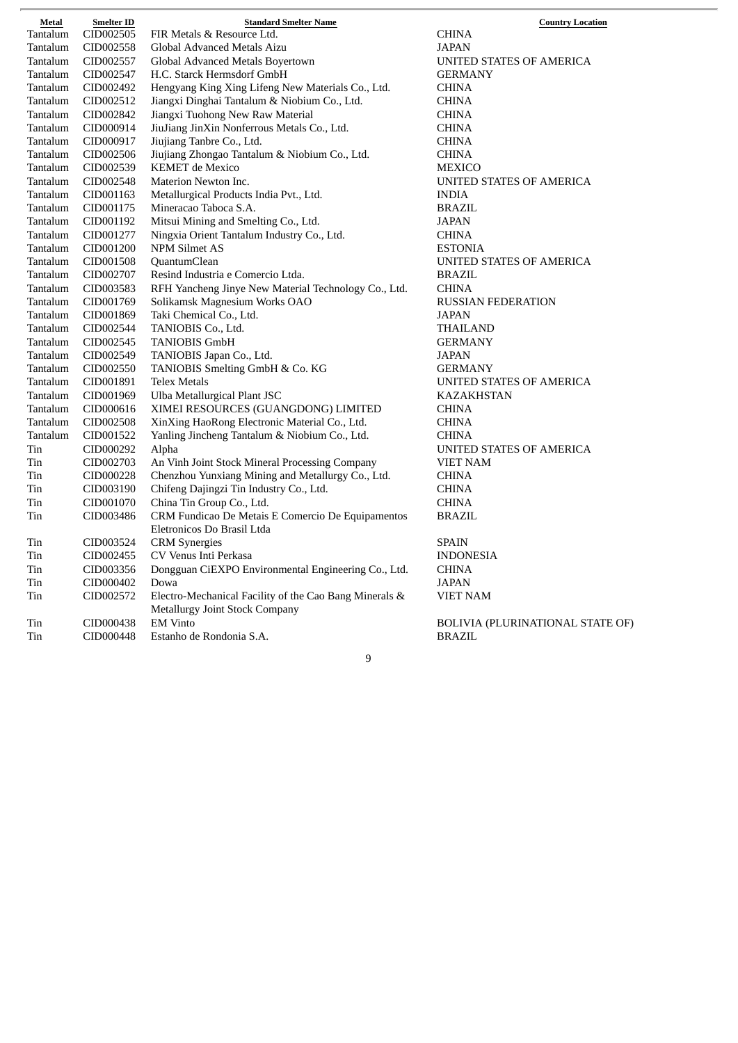| Metal | Smelter ID | Standard Smelter Name | Country Location |
|---|---|---|---|
| Tantalum | CID002505 | FIR Metals & Resource Ltd. | CHINA |
| Tantalum | CID002558 | Global Advanced Metals Aizu | JAPAN |
| Tantalum | CID002557 | Global Advanced Metals Boyertown | UNITED STATES OF AMERICA |
| Tantalum | CID002547 | H.C. Starck Hermsdorf GmbH | GERMANY |
| Tantalum | CID002492 | Hengyang King Xing Lifeng New Materials Co., Ltd. | CHINA |
| Tantalum | CID002512 | Jiangxi Dinghai Tantalum & Niobium Co., Ltd. | CHINA |
| Tantalum | CID002842 | Jiangxi Tuohong New Raw Material | CHINA |
| Tantalum | CID000914 | JiuJiang JinXin Nonferrous Metals Co., Ltd. | CHINA |
| Tantalum | CID000917 | Jiujiang Tanbre Co., Ltd. | CHINA |
| Tantalum | CID002506 | Jiujiang Zhongao Tantalum & Niobium Co., Ltd. | CHINA |
| Tantalum | CID002539 | KEMET de Mexico | MEXICO |
| Tantalum | CID002548 | Materion Newton Inc. | UNITED STATES OF AMERICA |
| Tantalum | CID001163 | Metallurgical Products India Pvt., Ltd. | INDIA |
| Tantalum | CID001175 | Mineracao Taboca S.A. | BRAZIL |
| Tantalum | CID001192 | Mitsui Mining and Smelting Co., Ltd. | JAPAN |
| Tantalum | CID001277 | Ningxia Orient Tantalum Industry Co., Ltd. | CHINA |
| Tantalum | CID001200 | NPM Silmet AS | ESTONIA |
| Tantalum | CID001508 | QuantumClean | UNITED STATES OF AMERICA |
| Tantalum | CID002707 | Resind Industria e Comercio Ltda. | BRAZIL |
| Tantalum | CID003583 | RFH Yancheng Jinye New Material Technology Co., Ltd. | CHINA |
| Tantalum | CID001769 | Solikamsk Magnesium Works OAO | RUSSIAN FEDERATION |
| Tantalum | CID001869 | Taki Chemical Co., Ltd. | JAPAN |
| Tantalum | CID002544 | TANIOBIS Co., Ltd. | THAILAND |
| Tantalum | CID002545 | TANIOBIS GmbH | GERMANY |
| Tantalum | CID002549 | TANIOBIS Japan Co., Ltd. | JAPAN |
| Tantalum | CID002550 | TANIOBIS Smelting GmbH & Co. KG | GERMANY |
| Tantalum | CID001891 | Telex Metals | UNITED STATES OF AMERICA |
| Tantalum | CID001969 | Ulba Metallurgical Plant JSC | KAZAKHSTAN |
| Tantalum | CID000616 | XIMEI RESOURCES (GUANGDONG) LIMITED | CHINA |
| Tantalum | CID002508 | XinXing HaoRong Electronic Material Co., Ltd. | CHINA |
| Tantalum | CID001522 | Yanling Jincheng Tantalum & Niobium Co., Ltd. | CHINA |
| Tin | CID000292 | Alpha | UNITED STATES OF AMERICA |
| Tin | CID002703 | An Vinh Joint Stock Mineral Processing Company | VIET NAM |
| Tin | CID000228 | Chenzhou Yunxiang Mining and Metallurgy Co., Ltd. | CHINA |
| Tin | CID003190 | Chifeng Dajingzi Tin Industry Co., Ltd. | CHINA |
| Tin | CID001070 | China Tin Group Co., Ltd. | CHINA |
| Tin | CID003486 | CRM Fundicao De Metais E Comercio De Equipamentos Eletronicos Do Brasil Ltda | BRAZIL |
| Tin | CID003524 | CRM Synergies | SPAIN |
| Tin | CID002455 | CV Venus Inti Perkasa | INDONESIA |
| Tin | CID003356 | Dongguan CiEXPO Environmental Engineering Co., Ltd. | CHINA |
| Tin | CID000402 | Dowa | JAPAN |
| Tin | CID002572 | Electro-Mechanical Facility of the Cao Bang Minerals & Metallurgy Joint Stock Company | VIET NAM |
| Tin | CID000438 | EM Vinto | BOLIVIA (PLURINATIONAL STATE OF) |
| Tin | CID000448 | Estanho de Rondonia S.A. | BRAZIL |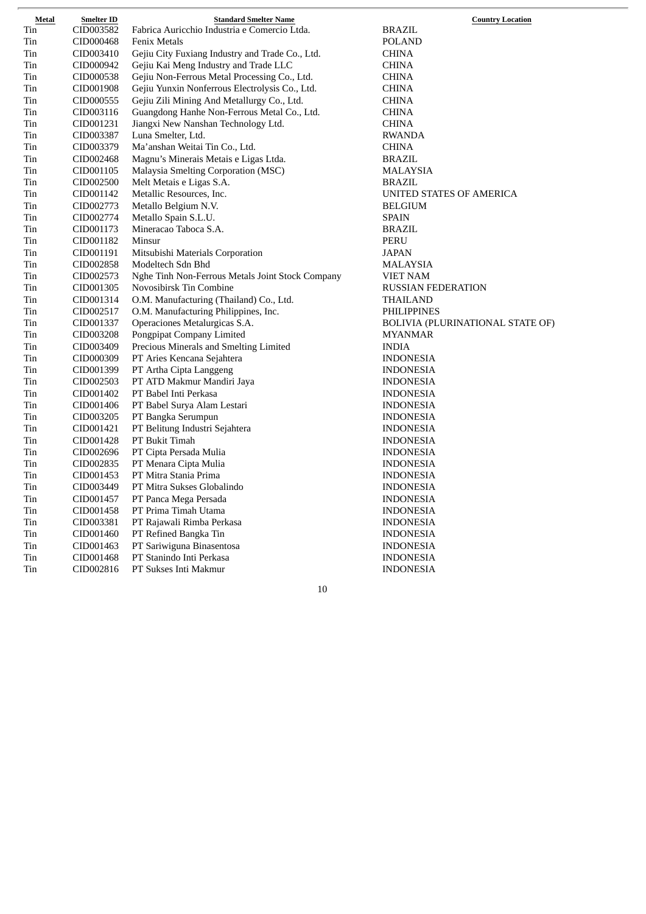| Metal | Smelter ID | Standard Smelter Name | Country Location |
|---|---|---|---|
| Tin | CID003582 | Fabrica Auricchio Industria e Comercio Ltda. | BRAZIL |
| Tin | CID000468 | Fenix Metals | POLAND |
| Tin | CID003410 | Gejiu City Fuxiang Industry and Trade Co., Ltd. | CHINA |
| Tin | CID000942 | Gejiu Kai Meng Industry and Trade LLC | CHINA |
| Tin | CID000538 | Gejiu Non-Ferrous Metal Processing Co., Ltd. | CHINA |
| Tin | CID001908 | Gejiu Yunxin Nonferrous Electrolysis Co., Ltd. | CHINA |
| Tin | CID000555 | Gejiu Zili Mining And Metallurgy Co., Ltd. | CHINA |
| Tin | CID003116 | Guangdong Hanhe Non-Ferrous Metal Co., Ltd. | CHINA |
| Tin | CID001231 | Jiangxi New Nanshan Technology Ltd. | CHINA |
| Tin | CID003387 | Luna Smelter, Ltd. | RWANDA |
| Tin | CID003379 | Ma'anshan Weitai Tin Co., Ltd. | CHINA |
| Tin | CID002468 | Magnu's Minerais Metais e Ligas Ltda. | BRAZIL |
| Tin | CID001105 | Malaysia Smelting Corporation (MSC) | MALAYSIA |
| Tin | CID002500 | Melt Metais e Ligas S.A. | BRAZIL |
| Tin | CID001142 | Metallic Resources, Inc. | UNITED STATES OF AMERICA |
| Tin | CID002773 | Metallo Belgium N.V. | BELGIUM |
| Tin | CID002774 | Metallo Spain S.L.U. | SPAIN |
| Tin | CID001173 | Mineracao Taboca S.A. | BRAZIL |
| Tin | CID001182 | Minsur | PERU |
| Tin | CID001191 | Mitsubishi Materials Corporation | JAPAN |
| Tin | CID002858 | Modeltech Sdn Bhd | MALAYSIA |
| Tin | CID002573 | Nghe Tinh Non-Ferrous Metals Joint Stock Company | VIET NAM |
| Tin | CID001305 | Novosibirsk Tin Combine | RUSSIAN FEDERATION |
| Tin | CID001314 | O.M. Manufacturing (Thailand) Co., Ltd. | THAILAND |
| Tin | CID002517 | O.M. Manufacturing Philippines, Inc. | PHILIPPINES |
| Tin | CID001337 | Operaciones Metalurgicas S.A. | BOLIVIA (PLURINATIONAL STATE OF) |
| Tin | CID003208 | Pongpipat Company Limited | MYANMAR |
| Tin | CID003409 | Precious Minerals and Smelting Limited | INDIA |
| Tin | CID000309 | PT Aries Kencana Sejahtera | INDONESIA |
| Tin | CID001399 | PT Artha Cipta Langgeng | INDONESIA |
| Tin | CID002503 | PT ATD Makmur Mandiri Jaya | INDONESIA |
| Tin | CID001402 | PT Babel Inti Perkasa | INDONESIA |
| Tin | CID001406 | PT Babel Surya Alam Lestari | INDONESIA |
| Tin | CID003205 | PT Bangka Serumpun | INDONESIA |
| Tin | CID001421 | PT Belitung Industri Sejahtera | INDONESIA |
| Tin | CID001428 | PT Bukit Timah | INDONESIA |
| Tin | CID002696 | PT Cipta Persada Mulia | INDONESIA |
| Tin | CID002835 | PT Menara Cipta Mulia | INDONESIA |
| Tin | CID001453 | PT Mitra Stania Prima | INDONESIA |
| Tin | CID003449 | PT Mitra Sukses Globalindo | INDONESIA |
| Tin | CID001457 | PT Panca Mega Persada | INDONESIA |
| Tin | CID001458 | PT Prima Timah Utama | INDONESIA |
| Tin | CID003381 | PT Rajawali Rimba Perkasa | INDONESIA |
| Tin | CID001460 | PT Refined Bangka Tin | INDONESIA |
| Tin | CID001463 | PT Sariwiguna Binasentosa | INDONESIA |
| Tin | CID001468 | PT Stanindo Inti Perkasa | INDONESIA |
| Tin | CID002816 | PT Sukses Inti Makmur | INDONESIA |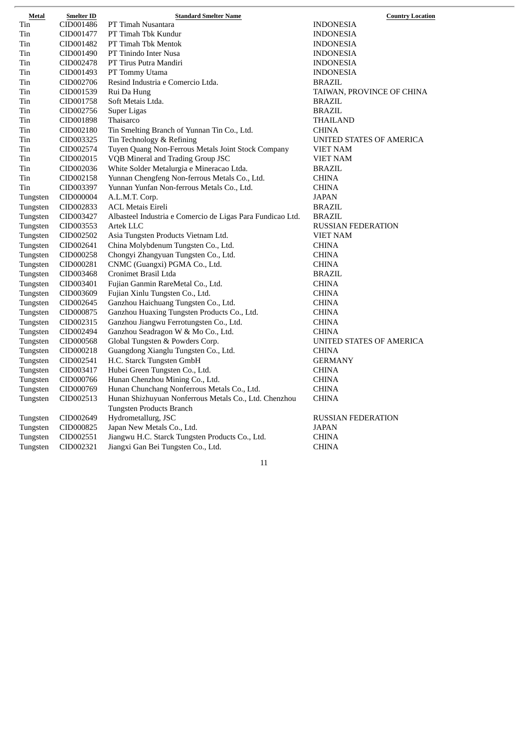| Metal | Smelter ID | Standard Smelter Name | Country Location |
| --- | --- | --- | --- |
| Tin | CID001486 | PT Timah Nusantara | INDONESIA |
| Tin | CID001477 | PT Timah Tbk Kundur | INDONESIA |
| Tin | CID001482 | PT Timah Tbk Mentok | INDONESIA |
| Tin | CID001490 | PT Tinindo Inter Nusa | INDONESIA |
| Tin | CID002478 | PT Tirus Putra Mandiri | INDONESIA |
| Tin | CID001493 | PT Tommy Utama | INDONESIA |
| Tin | CID002706 | Resind Industria e Comercio Ltda. | BRAZIL |
| Tin | CID001539 | Rui Da Hung | TAIWAN, PROVINCE OF CHINA |
| Tin | CID001758 | Soft Metais Ltda. | BRAZIL |
| Tin | CID002756 | Super Ligas | BRAZIL |
| Tin | CID001898 | Thaisarco | THAILAND |
| Tin | CID002180 | Tin Smelting Branch of Yunnan Tin Co., Ltd. | CHINA |
| Tin | CID003325 | Tin Technology & Refining | UNITED STATES OF AMERICA |
| Tin | CID002574 | Tuyen Quang Non-Ferrous Metals Joint Stock Company | VIET NAM |
| Tin | CID002015 | VQB Mineral and Trading Group JSC | VIET NAM |
| Tin | CID002036 | White Solder Metalurgia e Mineracao Ltda. | BRAZIL |
| Tin | CID002158 | Yunnan Chengfeng Non-ferrous Metals Co., Ltd. | CHINA |
| Tin | CID003397 | Yunnan Yunfan Non-ferrous Metals Co., Ltd. | CHINA |
| Tungsten | CID000004 | A.L.M.T. Corp. | JAPAN |
| Tungsten | CID002833 | ACL Metais Eireli | BRAZIL |
| Tungsten | CID003427 | Albasteel Industria e Comercio de Ligas Para Fundicao Ltd. | BRAZIL |
| Tungsten | CID003553 | Artek LLC | RUSSIAN FEDERATION |
| Tungsten | CID002502 | Asia Tungsten Products Vietnam Ltd. | VIET NAM |
| Tungsten | CID002641 | China Molybdenum Tungsten Co., Ltd. | CHINA |
| Tungsten | CID000258 | Chongyi Zhangyuan Tungsten Co., Ltd. | CHINA |
| Tungsten | CID000281 | CNMC (Guangxi) PGMA Co., Ltd. | CHINA |
| Tungsten | CID003468 | Cronimet Brasil Ltda | BRAZIL |
| Tungsten | CID003401 | Fujian Ganmin RareMetal Co., Ltd. | CHINA |
| Tungsten | CID003609 | Fujian Xinlu Tungsten Co., Ltd. | CHINA |
| Tungsten | CID002645 | Ganzhou Haichuang Tungsten Co., Ltd. | CHINA |
| Tungsten | CID000875 | Ganzhou Huaxing Tungsten Products Co., Ltd. | CHINA |
| Tungsten | CID002315 | Ganzhou Jiangwu Ferrotungsten Co., Ltd. | CHINA |
| Tungsten | CID002494 | Ganzhou Seadragon W & Mo Co., Ltd. | CHINA |
| Tungsten | CID000568 | Global Tungsten & Powders Corp. | UNITED STATES OF AMERICA |
| Tungsten | CID000218 | Guangdong Xianglu Tungsten Co., Ltd. | CHINA |
| Tungsten | CID002541 | H.C. Starck Tungsten GmbH | GERMANY |
| Tungsten | CID003417 | Hubei Green Tungsten Co., Ltd. | CHINA |
| Tungsten | CID000766 | Hunan Chenzhou Mining Co., Ltd. | CHINA |
| Tungsten | CID000769 | Hunan Chunchang Nonferrous Metals Co., Ltd. | CHINA |
| Tungsten | CID002513 | Hunan Shizhuyuan Nonferrous Metals Co., Ltd. Chenzhou Tungsten Products Branch | CHINA |
| Tungsten | CID002649 | Hydrometallurg, JSC | RUSSIAN FEDERATION |
| Tungsten | CID000825 | Japan New Metals Co., Ltd. | JAPAN |
| Tungsten | CID002551 | Jiangwu H.C. Starck Tungsten Products Co., Ltd. | CHINA |
| Tungsten | CID002321 | Jiangxi Gan Bei Tungsten Co., Ltd. | CHINA |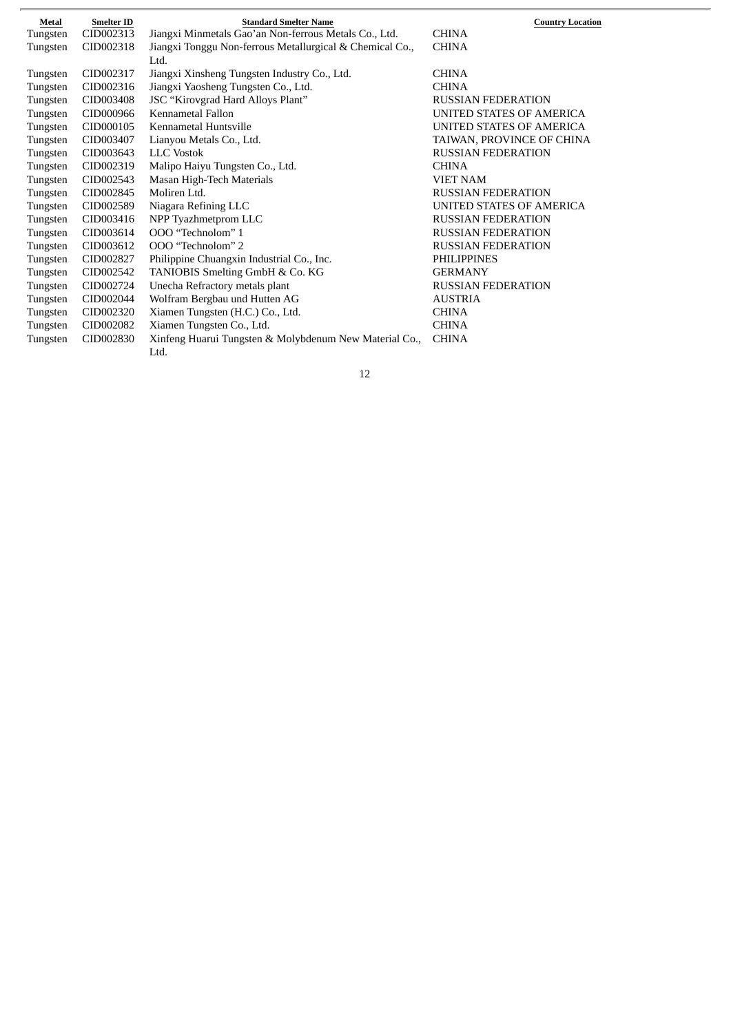| Metal | Smelter ID | Standard Smelter Name | Country Location |
| --- | --- | --- | --- |
| Tungsten | CID002313 | Jiangxi Minmetals Gao'an Non-ferrous Metals Co., Ltd. | CHINA |
| Tungsten | CID002318 | Jiangxi Tonggu Non-ferrous Metallurgical & Chemical Co., Ltd. | CHINA |
| Tungsten | CID002317 | Jiangxi Xinsheng Tungsten Industry Co., Ltd. | CHINA |
| Tungsten | CID002316 | Jiangxi Yaosheng Tungsten Co., Ltd. | CHINA |
| Tungsten | CID003408 | JSC "Kirovgrad Hard Alloys Plant" | RUSSIAN FEDERATION |
| Tungsten | CID000966 | Kennametal Fallon | UNITED STATES OF AMERICA |
| Tungsten | CID000105 | Kennametal Huntsville | UNITED STATES OF AMERICA |
| Tungsten | CID003407 | Lianyou Metals Co., Ltd. | TAIWAN, PROVINCE OF CHINA |
| Tungsten | CID003643 | LLC Vostok | RUSSIAN FEDERATION |
| Tungsten | CID002319 | Malipo Haiyu Tungsten Co., Ltd. | CHINA |
| Tungsten | CID002543 | Masan High-Tech Materials | VIET NAM |
| Tungsten | CID002845 | Moliren Ltd. | RUSSIAN FEDERATION |
| Tungsten | CID002589 | Niagara Refining LLC | UNITED STATES OF AMERICA |
| Tungsten | CID003416 | NPP Tyazhmetprom LLC | RUSSIAN FEDERATION |
| Tungsten | CID003614 | OOO "Technolom" 1 | RUSSIAN FEDERATION |
| Tungsten | CID003612 | OOO "Technolom" 2 | RUSSIAN FEDERATION |
| Tungsten | CID002827 | Philippine Chuangxin Industrial Co., Inc. | PHILIPPINES |
| Tungsten | CID002542 | TANIOBIS Smelting GmbH & Co. KG | GERMANY |
| Tungsten | CID002724 | Unecha Refractory metals plant | RUSSIAN FEDERATION |
| Tungsten | CID002044 | Wolfram Bergbau und Hutten AG | AUSTRIA |
| Tungsten | CID002320 | Xiamen Tungsten (H.C.) Co., Ltd. | CHINA |
| Tungsten | CID002082 | Xiamen Tungsten Co., Ltd. | CHINA |
| Tungsten | CID002830 | Xinfeng Huarui Tungsten & Molybdenum New Material Co., Ltd. | CHINA |